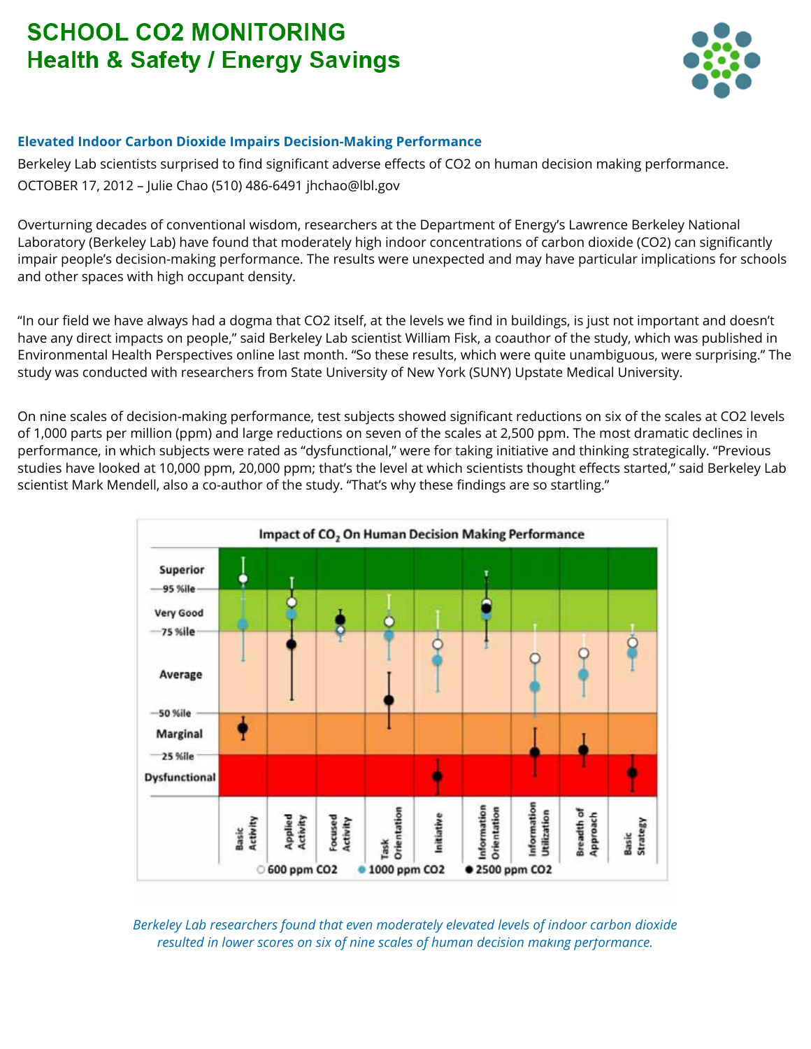# SCHOOL CO2 MONITORING
# Health & Safety / Energy Savings

### Elevated Indoor Carbon Dioxide Impairs Decision-Making Performance

Berkeley Lab scientists surprised to find significant adverse effects of CO2 on human decision making performance.

OCTOBER 17, 2012 – Julie Chao (510) 486-6491 jhchao@lbl.gov

Overturning decades of conventional wisdom, researchers at the Department of Energy's Lawrence Berkeley National Laboratory (Berkeley Lab) have found that moderately high indoor concentrations of carbon dioxide (CO2) can significantly impair people's decision-making performance. The results were unexpected and may have particular implications for schools and other spaces with high occupant density.

"In our field we have always had a dogma that CO2 itself, at the levels we find in buildings, is just not important and doesn't have any direct impacts on people," said Berkeley Lab scientist William Fisk, a coauthor of the study, which was published in Environmental Health Perspectives online last month. "So these results, which were quite unambiguous, were surprising." The study was conducted with researchers from State University of New York (SUNY) Upstate Medical University.

On nine scales of decision-making performance, test subjects showed significant reductions on six of the scales at CO2 levels of 1,000 parts per million (ppm) and large reductions on seven of the scales at 2,500 ppm. The most dramatic declines in performance, in which subjects were rated as "dysfunctional," were for taking initiative and thinking strategically. "Previous studies have looked at 10,000 ppm, 20,000 ppm; that's the level at which scientists thought effects started," said Berkeley Lab scientist Mark Mendell, also a co-author of the study. "That's why these findings are so startling."

*Berkeley Lab researchers found that even moderately elevated levels of indoor carbon dioxide resulted in lower scores on six of nine scales of human decision making performance.*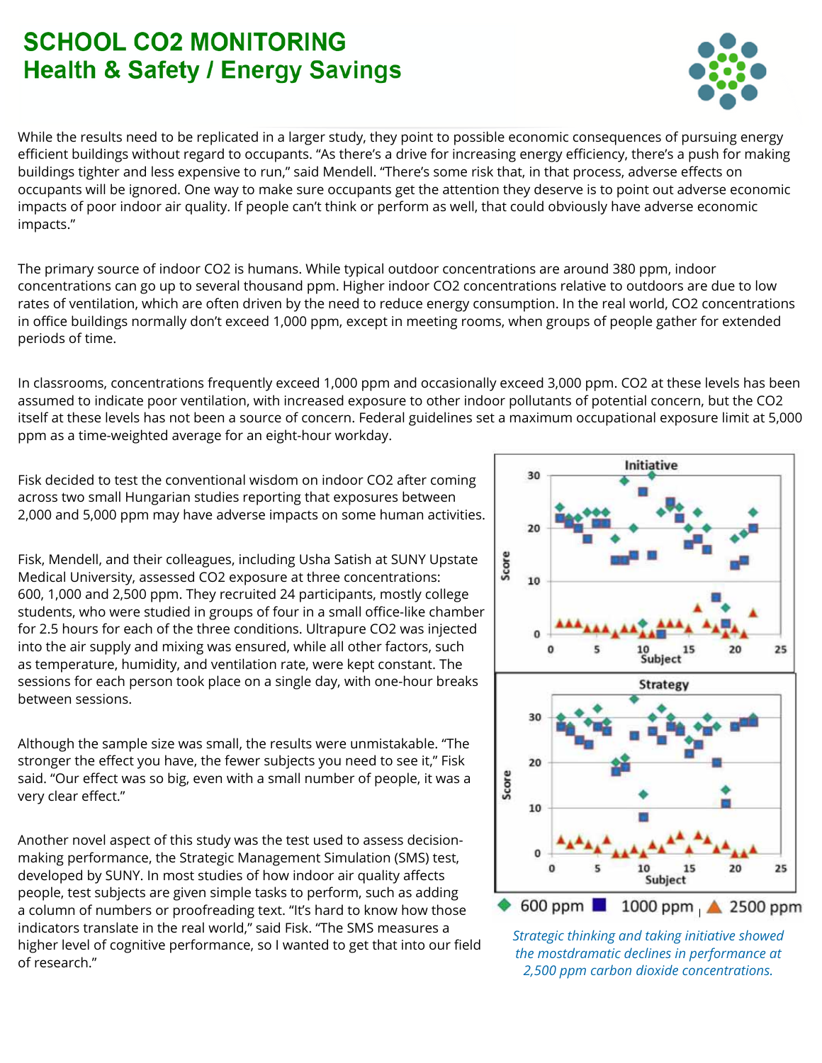# SCHOOL CO2 MONITORING
## Health & Safety / Energy Savings

While the results need to be replicated in a larger study, they point to possible economic consequences of pursuing energy efficient buildings without regard to occupants. "As there's a drive for increasing energy efficiency, there's a push for making buildings tighter and less expensive to run," said Mendell. "There's some risk that, in that process, adverse effects on occupants will be ignored. One way to make sure occupants get the attention they deserve is to point out adverse economic impacts of poor indoor air quality. If people can't think or perform as well, that could obviously have adverse economic impacts."

The primary source of indoor $CO_2$ is humans. While typical outdoor concentrations are around 380 ppm, indoor concentrations can go up to several thousand ppm. Higher indoor $CO_2$ concentrations relative to outdoors are due to low rates of ventilation, which are often driven by the need to reduce energy consumption. In the real world, $CO_2$ concentrations in office buildings normally don't exceed 1,000 ppm, except in meeting rooms, when groups of people gather for extended periods of time.

In classrooms, concentrations frequently exceed 1,000 ppm and occasionally exceed 3,000 ppm. $CO_2$ at these levels has been assumed to indicate poor ventilation, with increased exposure to other indoor pollutants of potential concern, but the $CO_2$ itself at these levels has not been a source of concern. Federal guidelines set a maximum occupational exposure limit at 5,000 ppm as a time-weighted average for an eight-hour workday.

Fisk decided to test the conventional wisdom on indoor $CO_2$ after coming across two small Hungarian studies reporting that exposures between 2,000 and 5,000 ppm may have adverse impacts on some human activities.

Fisk, Mendell, and their colleagues, including Usha Satish at SUNY Upstate Medical University, assessed $CO_2$ exposure at three concentrations: 600, 1,000 and 2,500 ppm. They recruited 24 participants, mostly college students, who were studied in groups of four in a small office-like chamber for 2.5 hours for each of the three conditions. Ultrapure $CO_2$ was injected into the air supply and mixing was ensured, while all other factors, such as temperature, humidity, and ventilation rate, were kept constant. The sessions for each person took place on a single day, with one-hour breaks between sessions.

Although the sample size was small, the results were unmistakable. "The stronger the effect you have, the fewer subjects you need to see it," Fisk said. "Our effect was so big, even with a small number of people, it was a very clear effect."

Another novel aspect of this study was the test used to assess decision-making performance, the Strategic Management Simulation (SMS) test, developed by SUNY. In most studies of how indoor air quality affects people, test subjects are given simple tasks to perform, such as adding a column of numbers or proofreading text. "It's hard to know how those indicators translate in the real world," said Fisk. "The SMS measures a higher level of cognitive performance, so I wanted to get that into our field of research."

*Strategic thinking and taking initiative showed the mostdramatic declines in performance at 2,500 ppm carbon dioxide concentrations.*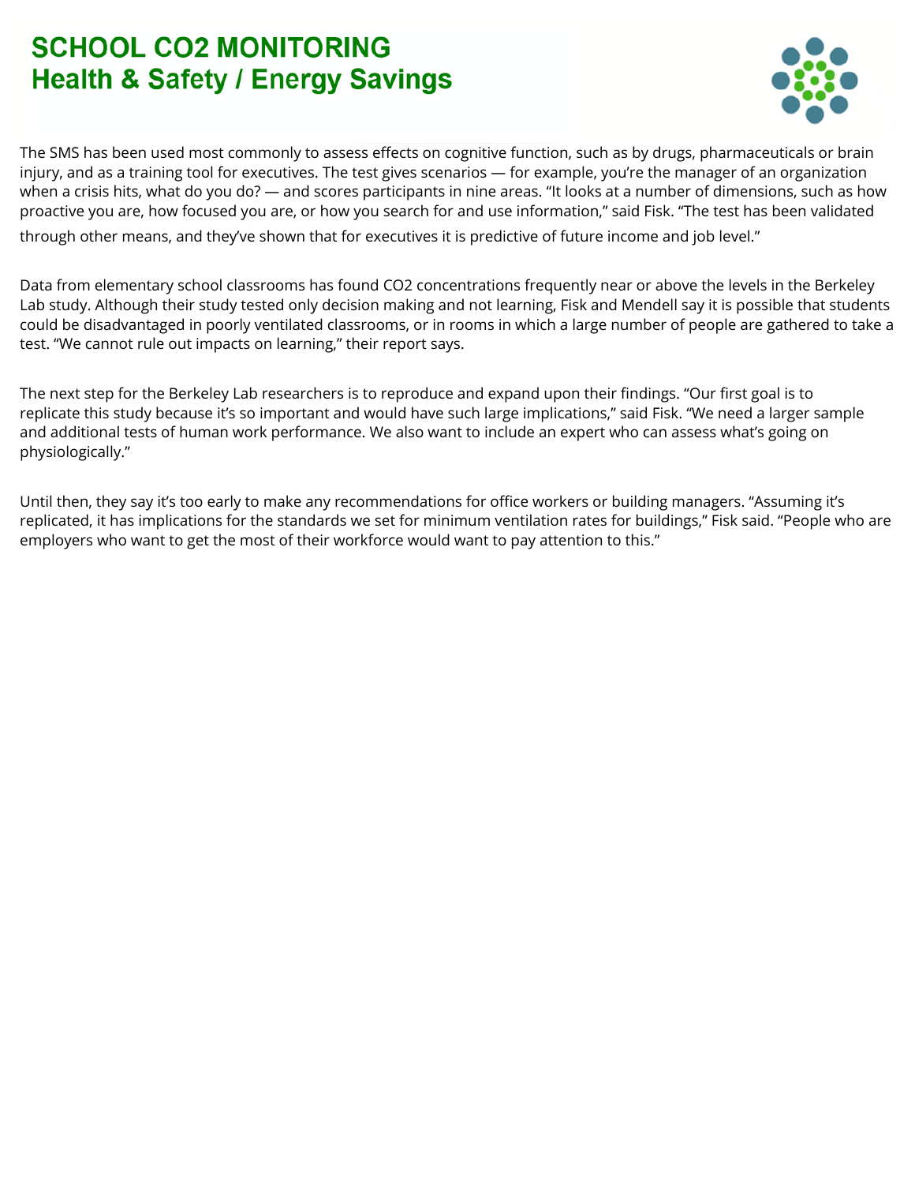# SCHOOL CO2 MONITORING
## Health & Safety / Energy Savings

The SMS has been used most commonly to assess effects on cognitive function, such as by drugs, pharmaceuticals or brain injury, and as a training tool for executives. The test gives scenarios — for example, you're the manager of an organization when a crisis hits, what do you do? — and scores participants in nine areas. "It looks at a number of dimensions, such as how proactive you are, how focused you are, or how you search for and use information," said Fisk. "The test has been validated through other means, and they've shown that for executives it is predictive of future income and job level."

Data from elementary school classrooms has found CO2 concentrations frequently near or above the levels in the Berkeley Lab study. Although their study tested only decision making and not learning, Fisk and Mendell say it is possible that students could be disadvantaged in poorly ventilated classrooms, or in rooms in which a large number of people are gathered to take a test. "We cannot rule out impacts on learning," their report says.

The next step for the Berkeley Lab researchers is to reproduce and expand upon their findings. "Our first goal is to replicate this study because it's so important and would have such large implications," said Fisk. "We need a larger sample and additional tests of human work performance. We also want to include an expert who can assess what's going on physiologically."

Until then, they say it's too early to make any recommendations for office workers or building managers. "Assuming it's replicated, it has implications for the standards we set for minimum ventilation rates for buildings," Fisk said. "People who are employers who want to get the most of their workforce would want to pay attention to this."